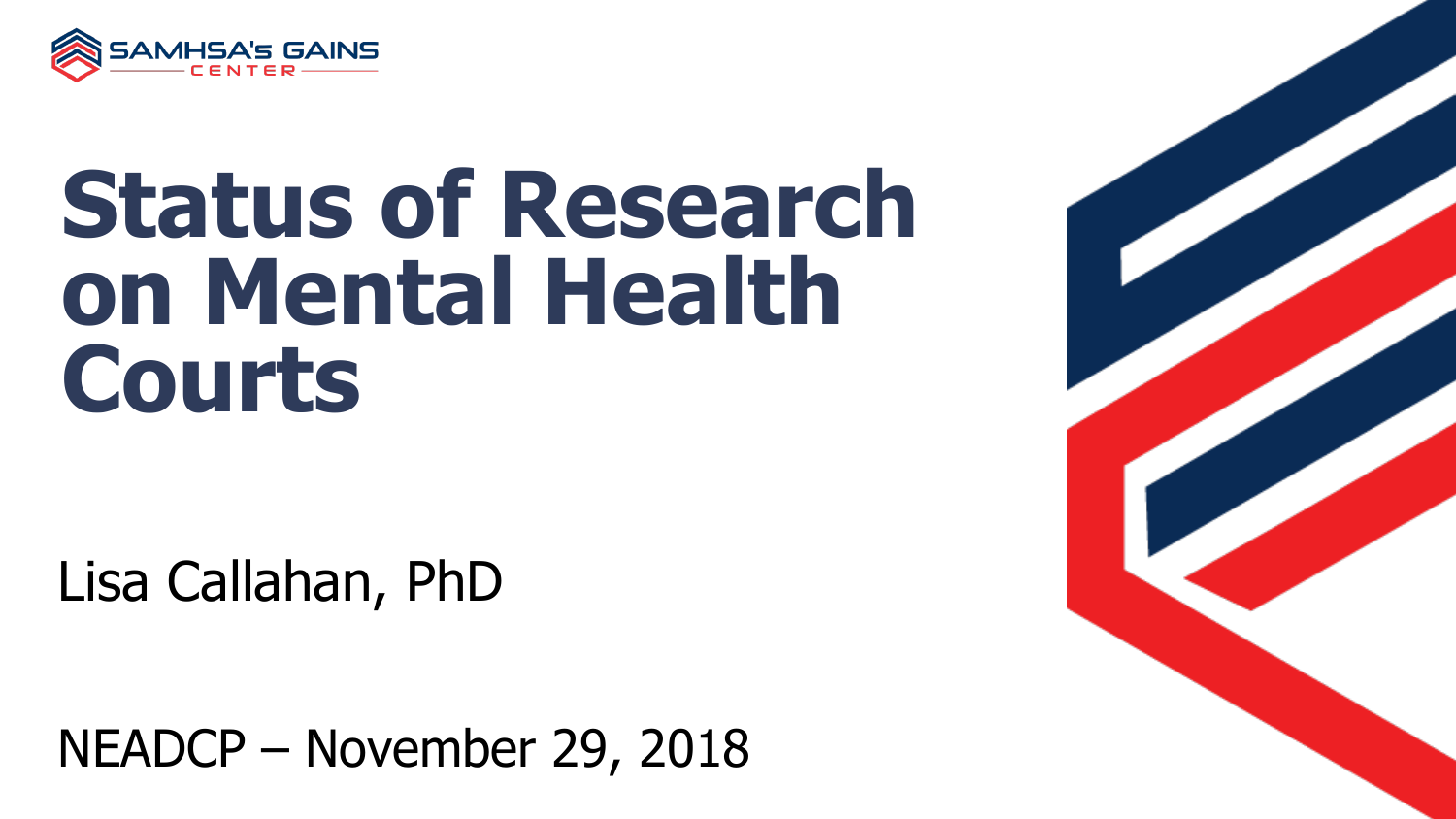SAMHSA's GAINS CENTER

# Status of Research on Mental Health Courts

Lisa Callahan, PhD

NEADCP – November 29, 2018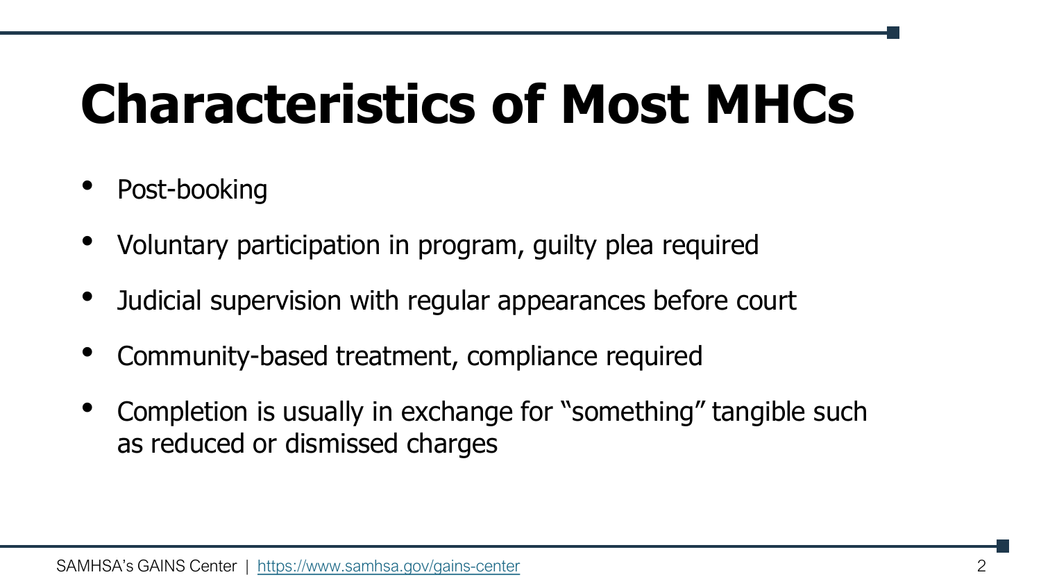# Characteristics of Most MHCs

- Post-booking
- Voluntary participation in program, guilty plea required
- Judicial supervision with regular appearances before court
- Community-based treatment, compliance required
- Completion is usually in exchange for "something" tangible such as reduced or dismissed charges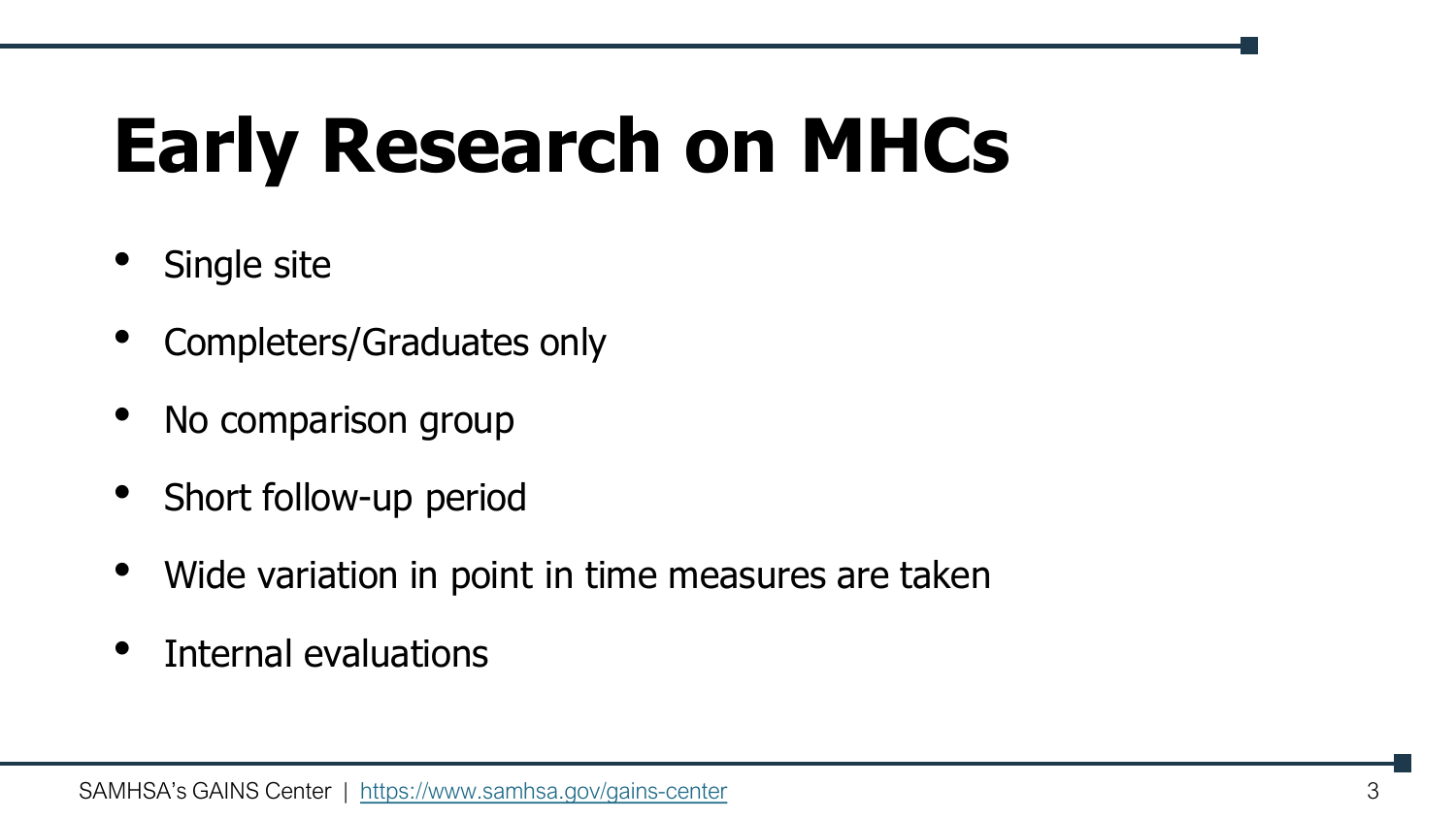# Early Research on MHCs

- Single site
- Completers/Graduates only
- No comparison group
- Short follow-up period
- Wide variation in point in time measures are taken
- Internal evaluations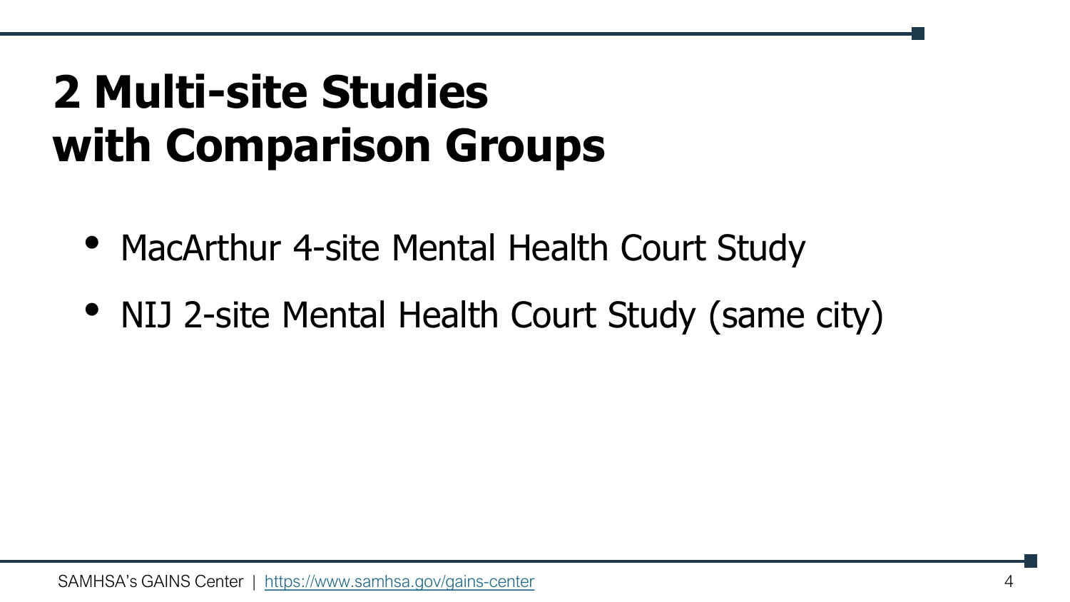# 2 Multi-site Studies with Comparison Groups

- MacArthur 4-site Mental Health Court Study
- NIJ 2-site Mental Health Court Study (same city)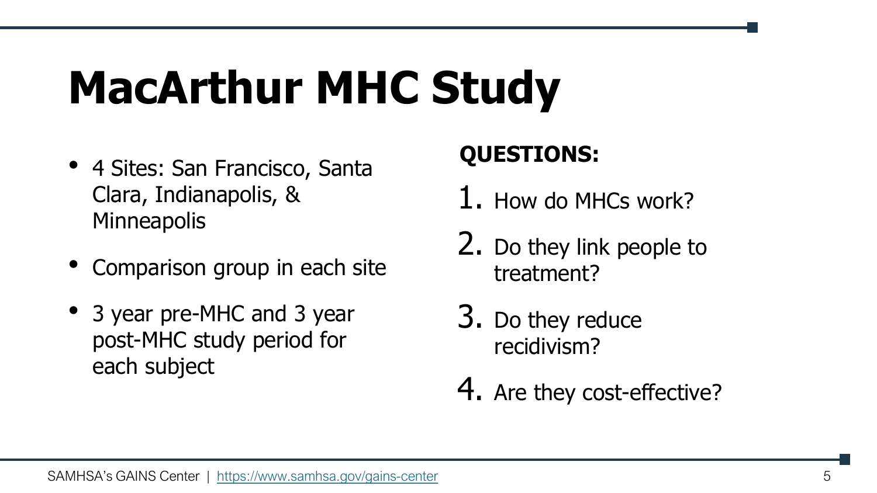# MacArthur MHC Study

- 4 Sites: San Francisco, Santa Clara, Indianapolis, & Minneapolis
- Comparison group in each site
- 3 year pre-MHC and 3 year post-MHC study period for each subject

**QUESTIONS:**

1. How do MHCs work?
2. Do they link people to treatment?
3. Do they reduce recidivism?
4. Are they cost-effective?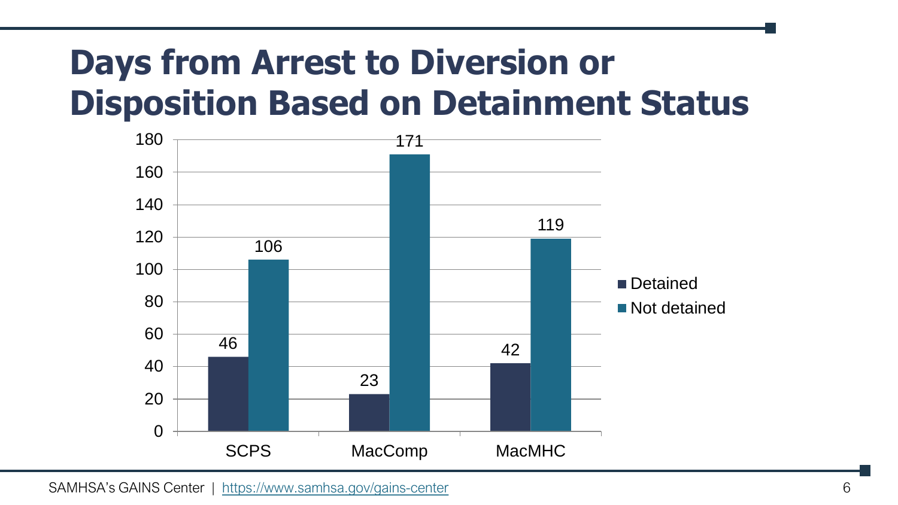# Days from Arrest to Diversion or Disposition Based on Detainment Status

| | Detained | Not detained |
|---|---|---|
| SCPS | 46 | 106 |
| MacComp | 23 | 171 |
| MacMHC | 42 | 119 |

SAMHSA's GAINS Center | https://www.samhsa.gov/gains-center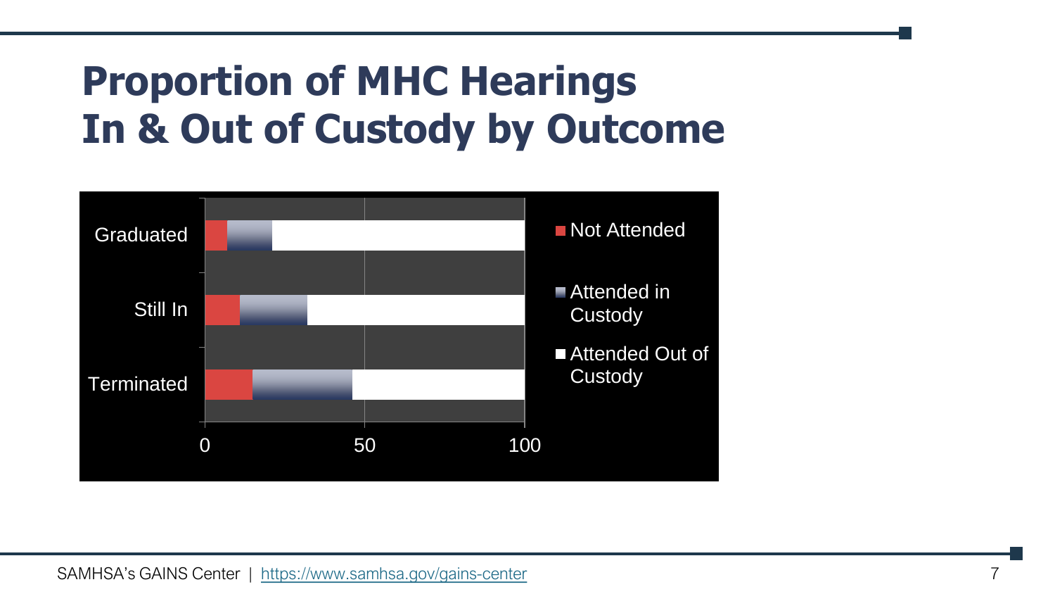# Proportion of MHC Hearings In & Out of Custody by Outcome

Graduated

Still In

Terminated

0 50 100

Not Attended

Attended in Custody

Attended Out of Custody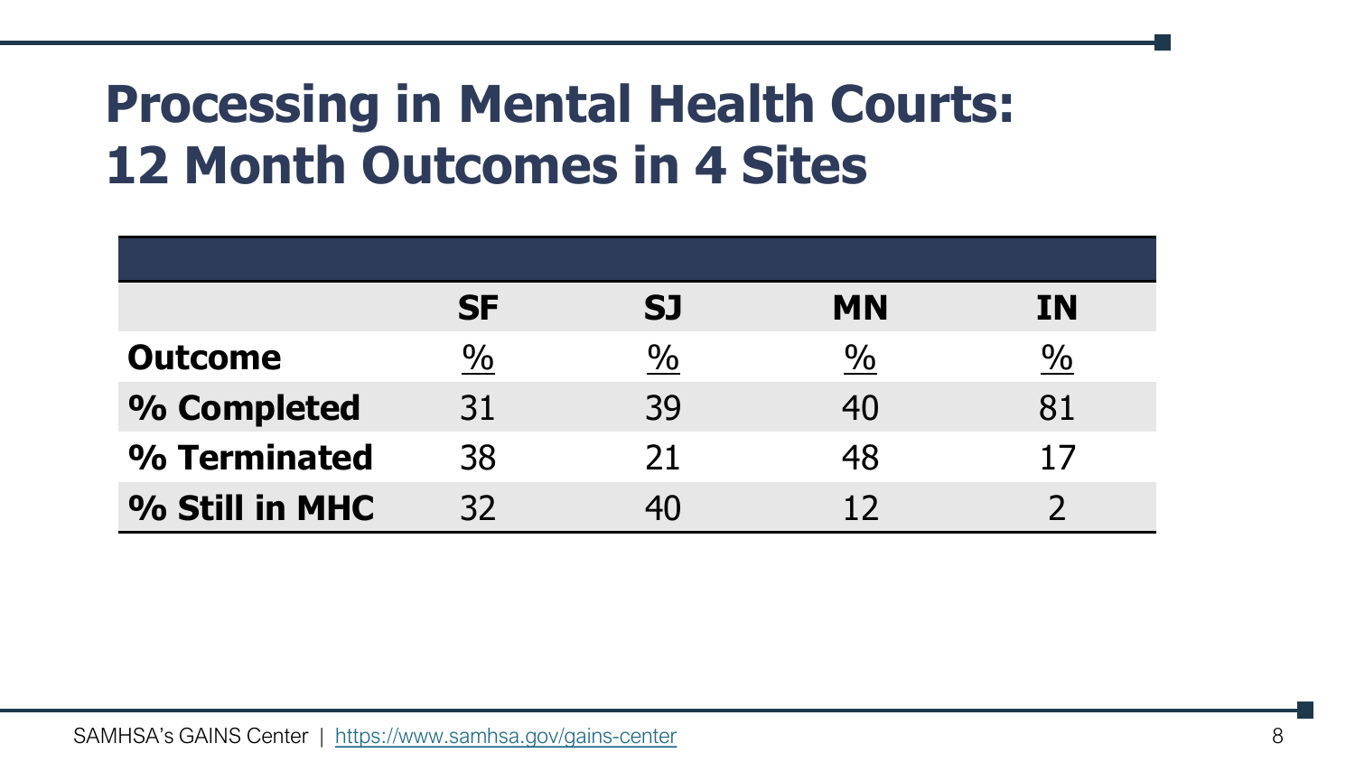# Processing in Mental Health Courts: 12 Month Outcomes in 4 Sites

| | SF | SJ | MN | IN |
|---|---|---|---|---|
| **Outcome** | % | % | % | % |
| **% Completed** | 31 | 39 | 40 | 81 |
| **% Terminated** | 38 | 21 | 48 | 17 |
| **% Still in MHC** | 32 | 40 | 12 | 2 |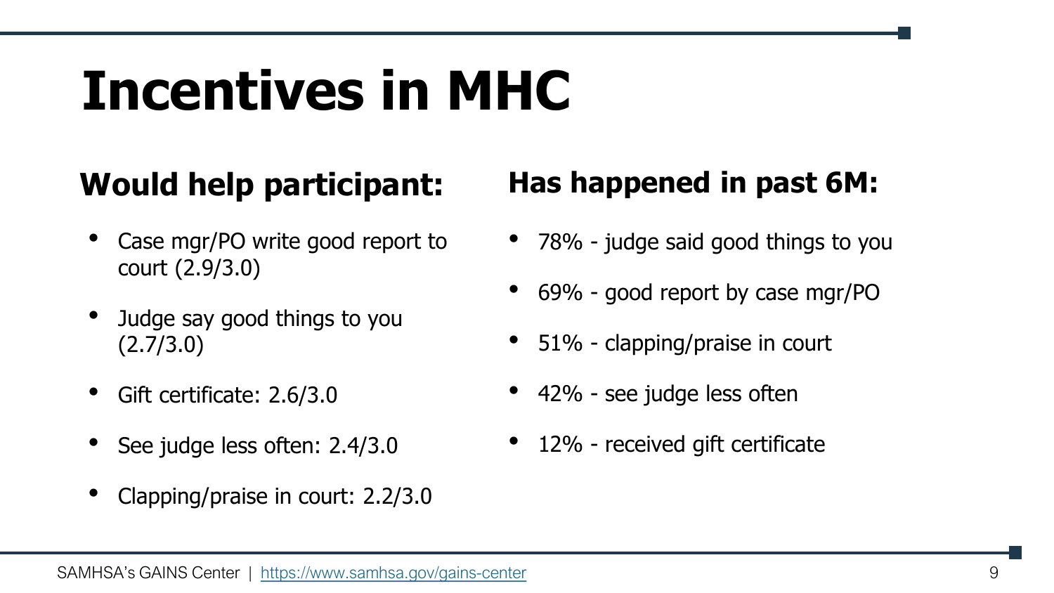# Incentives in MHC

## Would help participant:

- Case mgr/PO write good report to court (2.9/3.0)
- Judge say good things to you (2.7/3.0)
- Gift certificate: 2.6/3.0
- See judge less often: 2.4/3.0
- Clapping/praise in court: 2.2/3.0

## Has happened in past 6M:

- 78% - judge said good things to you
- 69% - good report by case mgr/PO
- 51% - clapping/praise in court
- 42% - see judge less often
- 12% - received gift certificate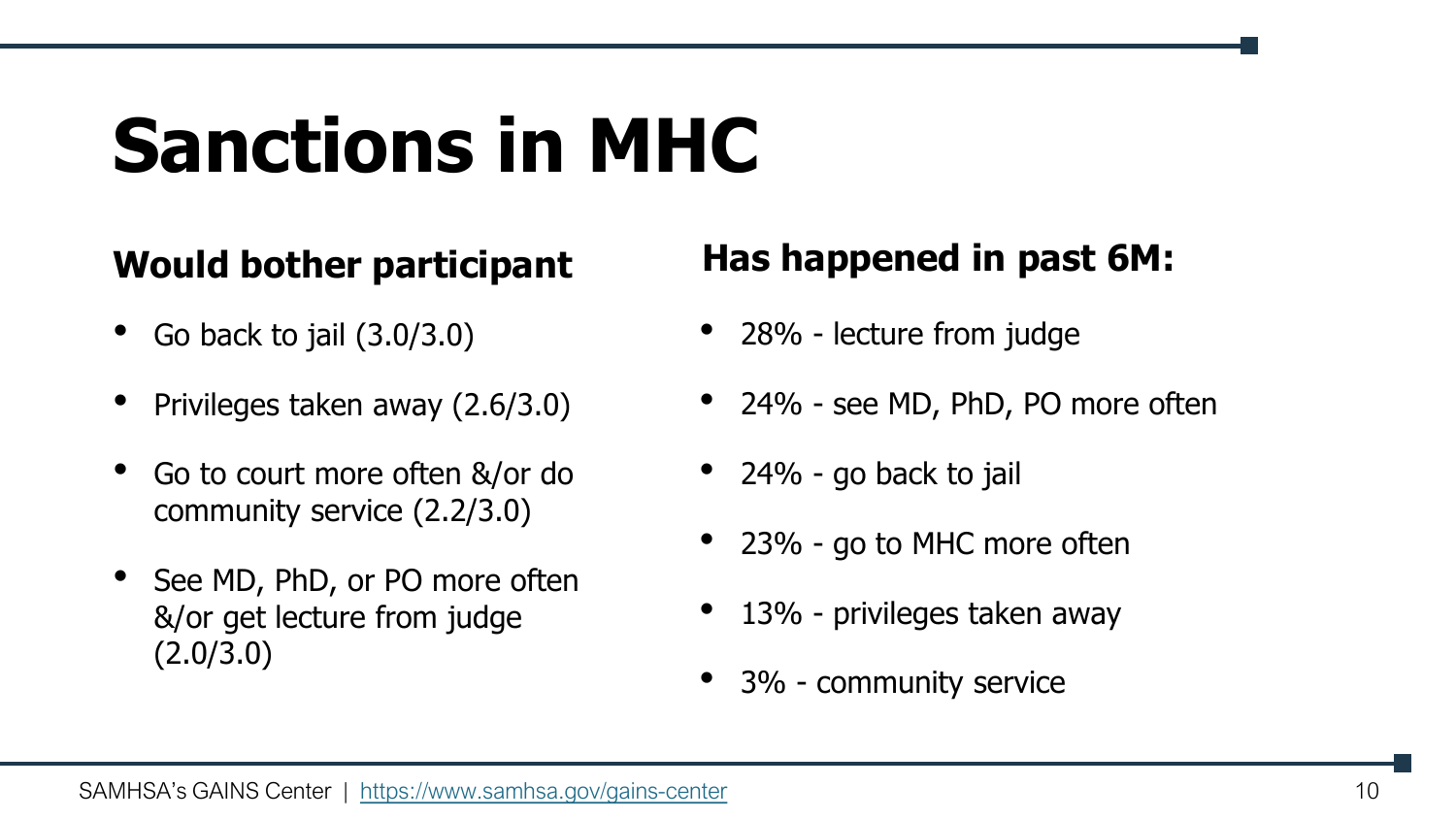# Sanctions in MHC

**Would bother participant**

- Go back to jail (3.0/3.0)
- Privileges taken away (2.6/3.0)
- Go to court more often &/or do community service (2.2/3.0)
- See MD, PhD, or PO more often &/or get lecture from judge (2.0/3.0)

**Has happened in past 6M:**

- 28% - lecture from judge
- 24% - see MD, PhD, PO more often
- 24% - go back to jail
- 23% - go to MHC more often
- 13% - privileges taken away
- 3% - community service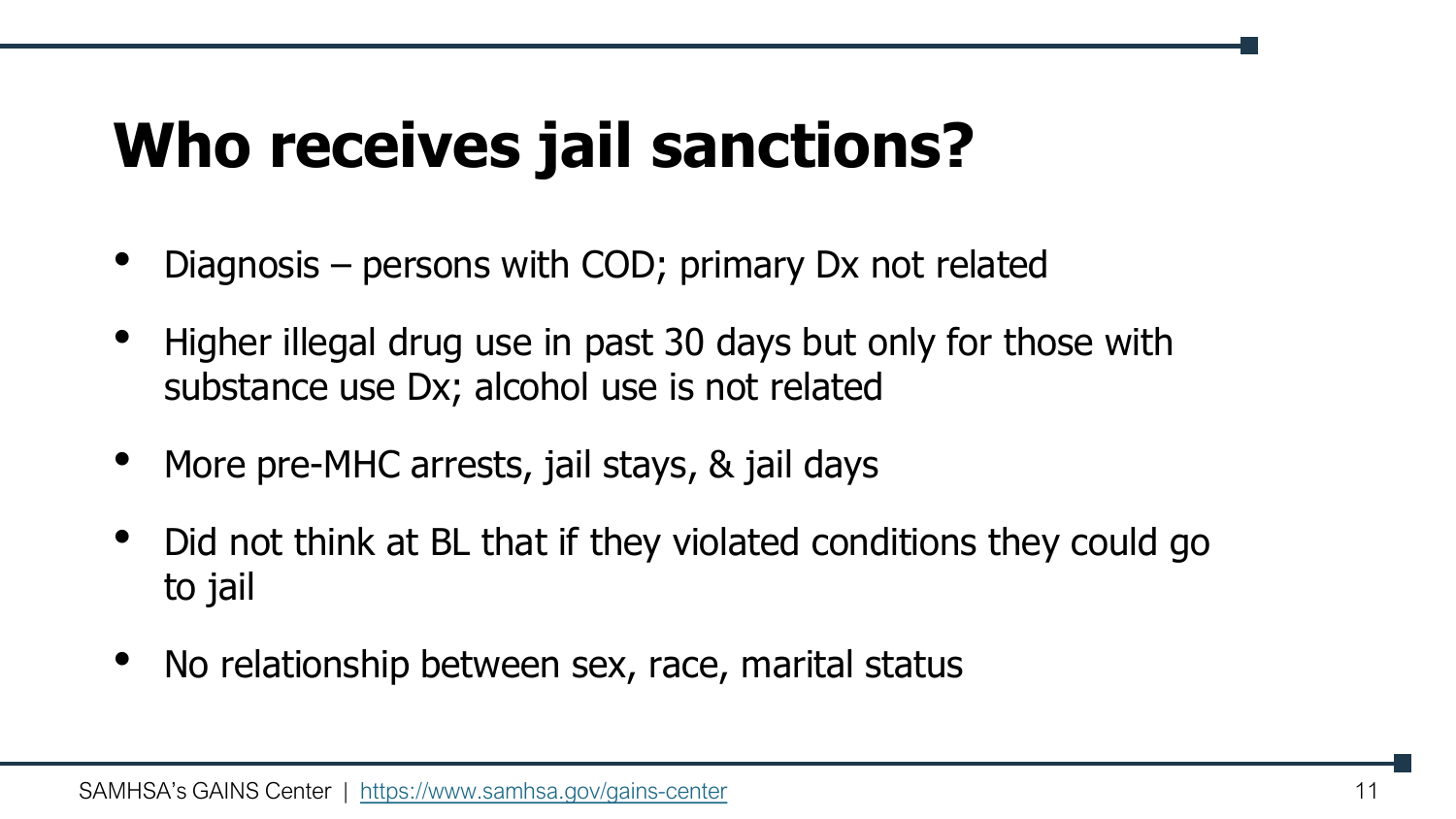# Who receives jail sanctions?

- Diagnosis – persons with COD; primary Dx not related
- Higher illegal drug use in past 30 days but only for those with substance use Dx; alcohol use is not related
- More pre-MHC arrests, jail stays, & jail days
- Did not think at BL that if they violated conditions they could go to jail
- No relationship between sex, race, marital status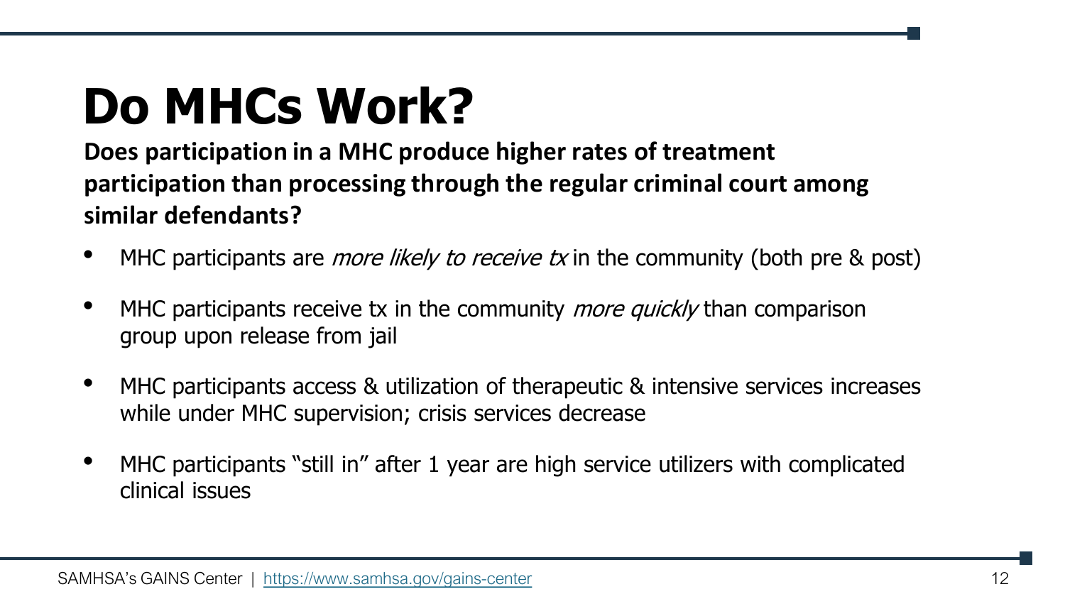# Do MHCs Work?

**Does participation in a MHC produce higher rates of treatment participation than processing through the regular criminal court among similar defendants?**

- MHC participants are *more likely to receive tx* in the community (both pre & post)
- MHC participants receive tx in the community *more quickly* than comparison group upon release from jail
- MHC participants access & utilization of therapeutic & intensive services increases while under MHC supervision; crisis services decrease
- MHC participants "still in" after 1 year are high service utilizers with complicated clinical issues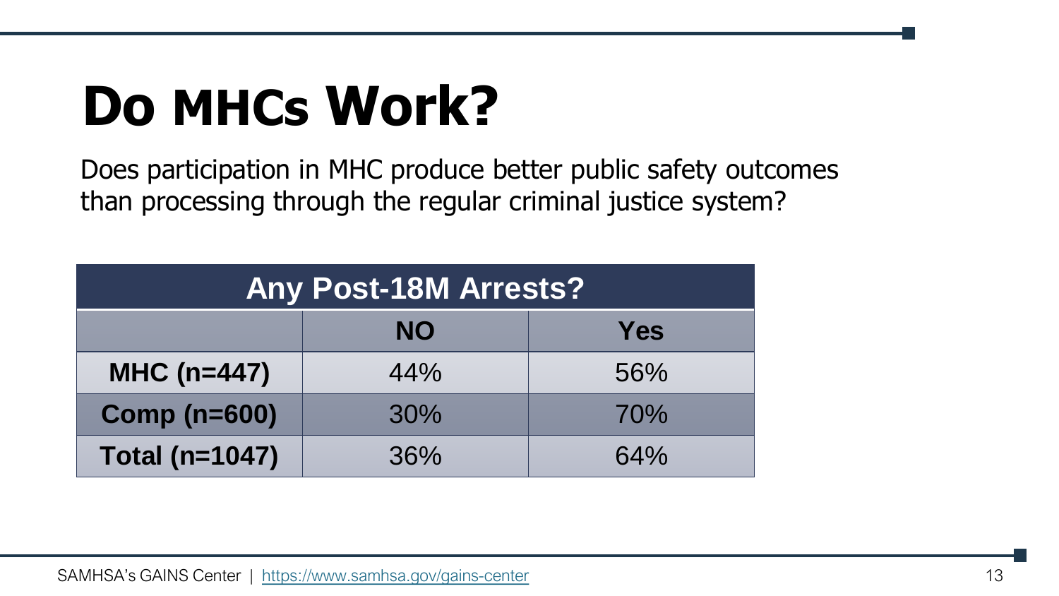# Do MHCs Work?

Does participation in MHC produce better public safety outcomes than processing through the regular criminal justice system?

| Any Post-18M Arrests? | | |
|---|---|---|
| | NO | Yes |
| **MHC (n=447)** | 44% | 56% |
| **Comp (n=600)** | 30% | 70% |
| **Total (n=1047)** | 36% | 64% |

SAMHSA's GAINS Center | https://www.samhsa.gov/gains-center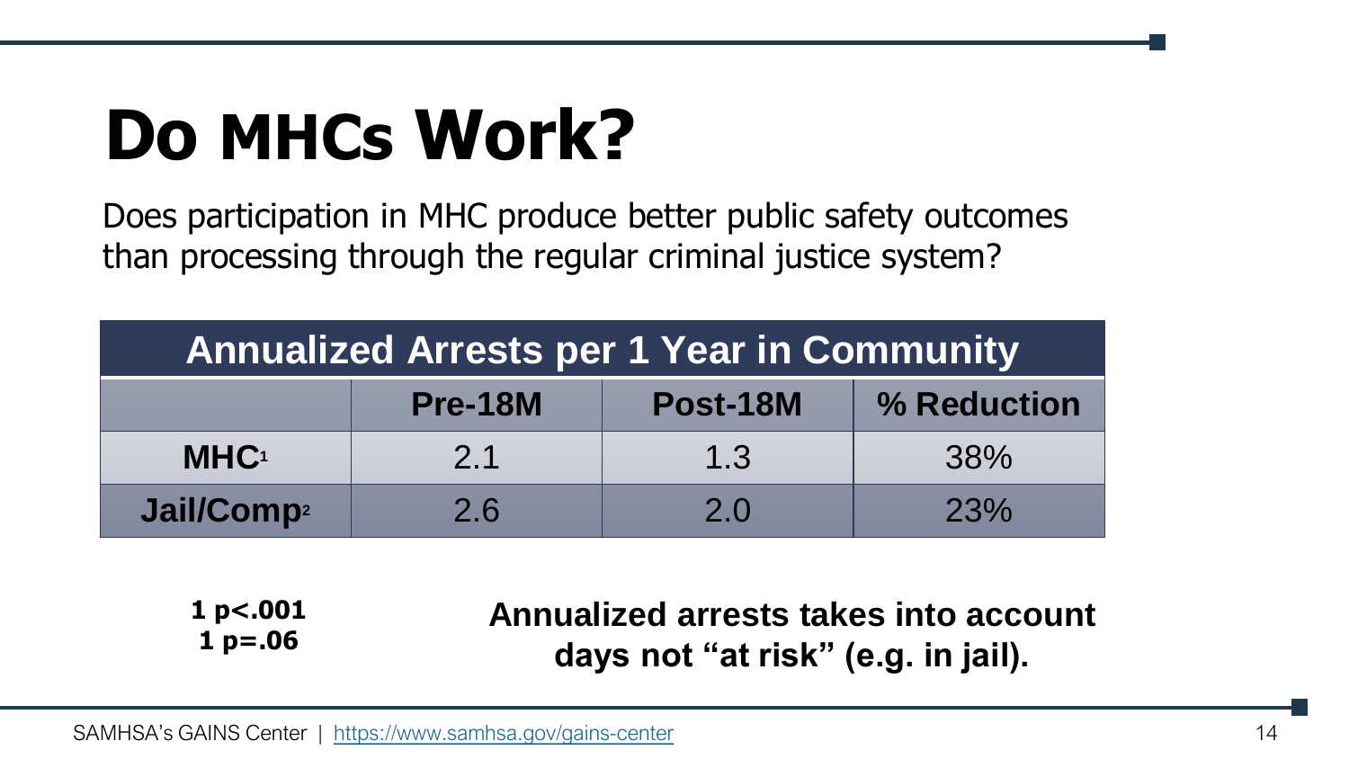# Do MHCs Work?

Does participation in MHC produce better public safety outcomes than processing through the regular criminal justice system?

| Annualized Arrests per 1 Year in Community | | | |
|---|---|---|---|
| | **Pre-18M** | **Post-18M** | **% Reduction** |
| **MHC**[1] | 2.1 | 1.3 | 38% |
| **Jail/Comp**[2] | 2.6 | 2.0 | 23% |

**1 $p<.001$**
**1 $p=.06$**

**Annualized arrests takes into account days not "at risk" (e.g. in jail).**

SAMHSA's GAINS Center | https://www.samhsa.gov/gains-center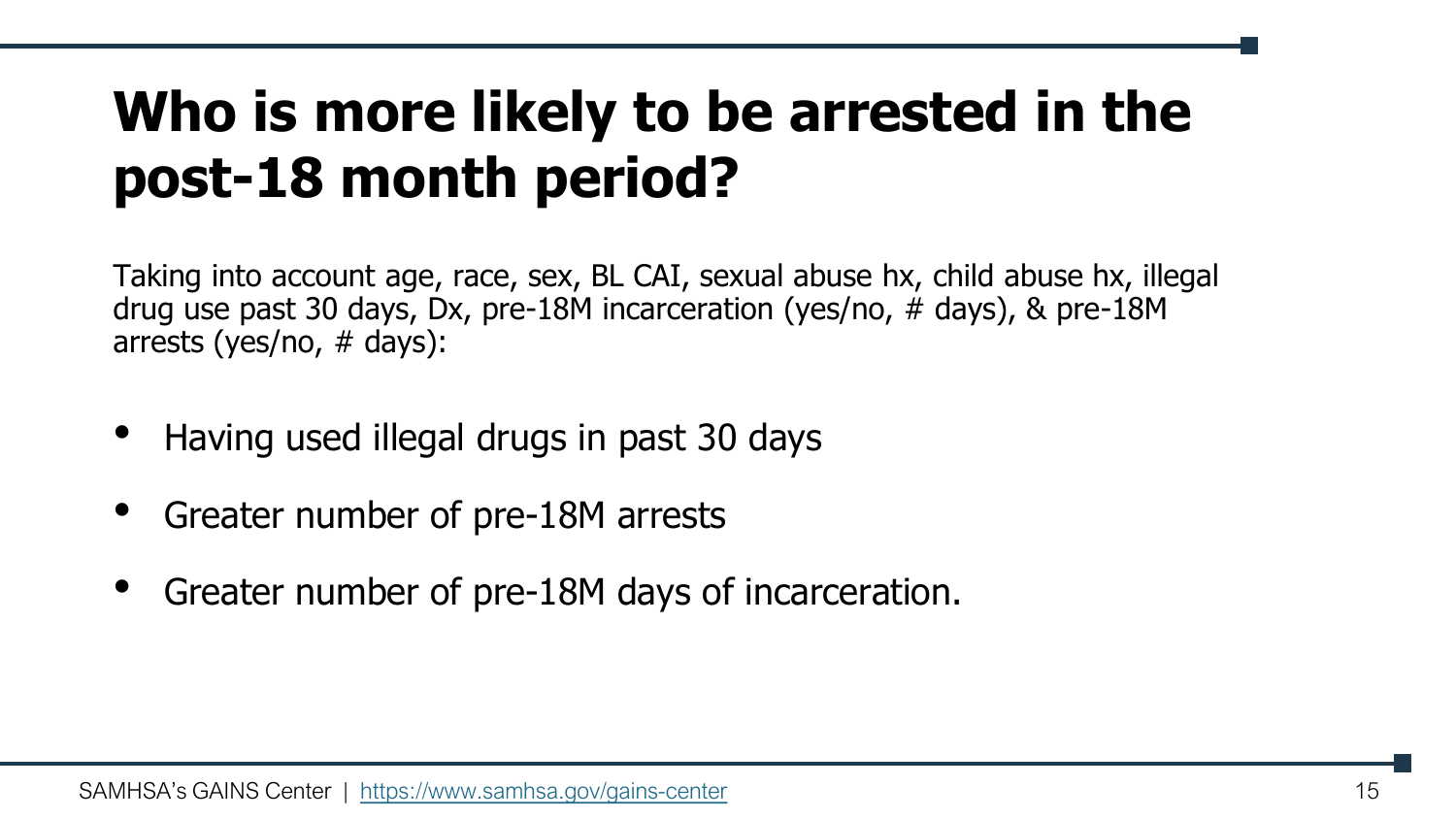# Who is more likely to be arrested in the post-18 month period?

Taking into account age, race, sex, BL CAI, sexual abuse hx, child abuse hx, illegal drug use past 30 days, Dx, pre-18M incarceration (yes/no, # days), & pre-18M arrests (yes/no, # days):

- Having used illegal drugs in past 30 days
- Greater number of pre-18M arrests
- Greater number of pre-18M days of incarceration.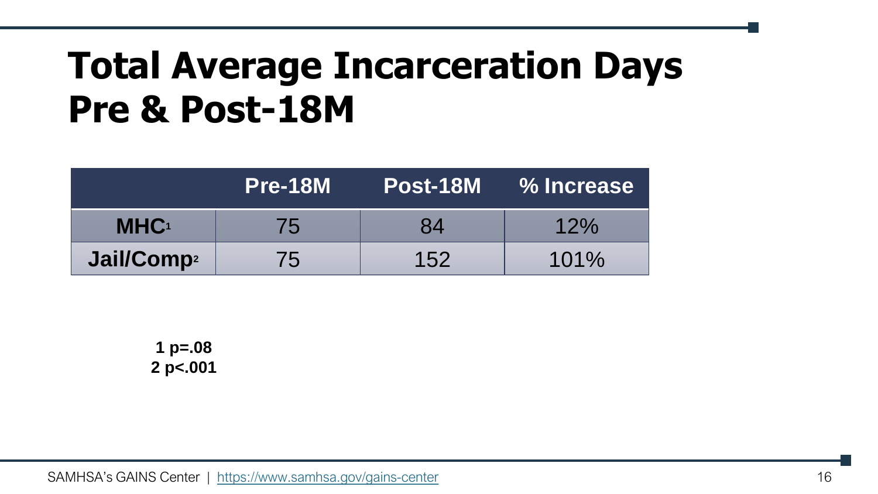# Total Average Incarceration Days Pre & Post-18M

| | Pre-18M | Post-18M | % Increase |
|---|---|---|---|
| **MHC**[1] | 75 | 84 | 12% |
| **Jail/Comp**[2] | 75 | 152 | 101% |

**1 $p=.08$**
**2 $p<.001$**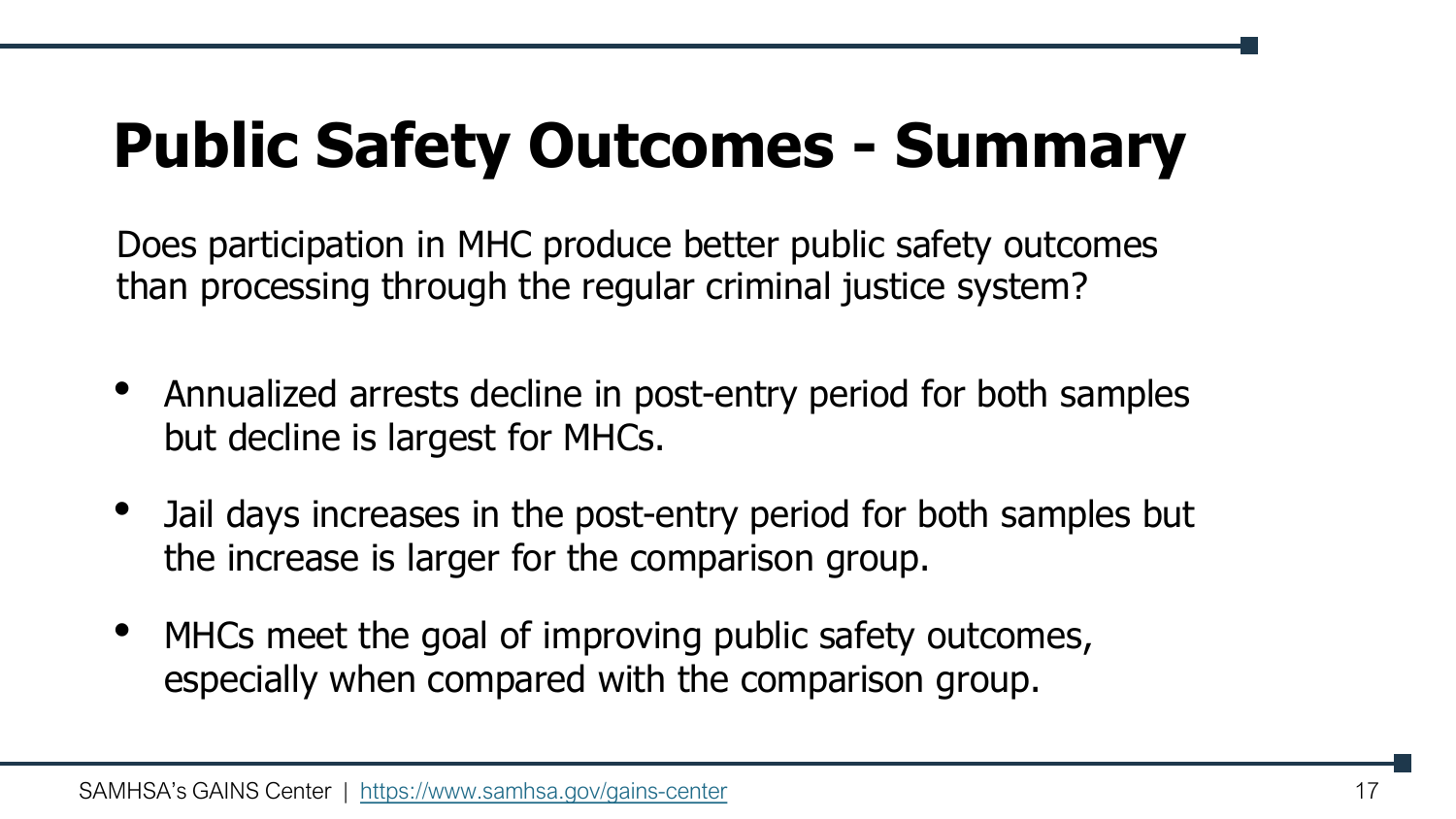# Public Safety Outcomes - Summary

Does participation in MHC produce better public safety outcomes than processing through the regular criminal justice system?

- Annualized arrests decline in post-entry period for both samples but decline is largest for MHCs.
- Jail days increases in the post-entry period for both samples but the increase is larger for the comparison group.
- MHCs meet the goal of improving public safety outcomes, especially when compared with the comparison group.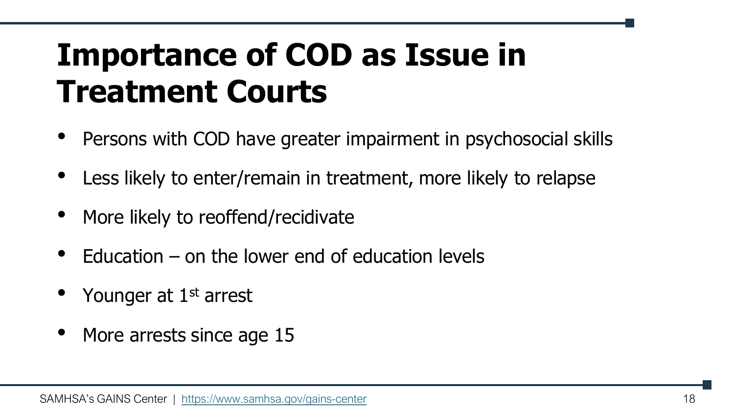# Importance of COD as Issue in Treatment Courts

- Persons with COD have greater impairment in psychosocial skills
- Less likely to enter/remain in treatment, more likely to relapse
- More likely to reoffend/recidivate
- Education – on the lower end of education levels
- Younger at 1st arrest
- More arrests since age 15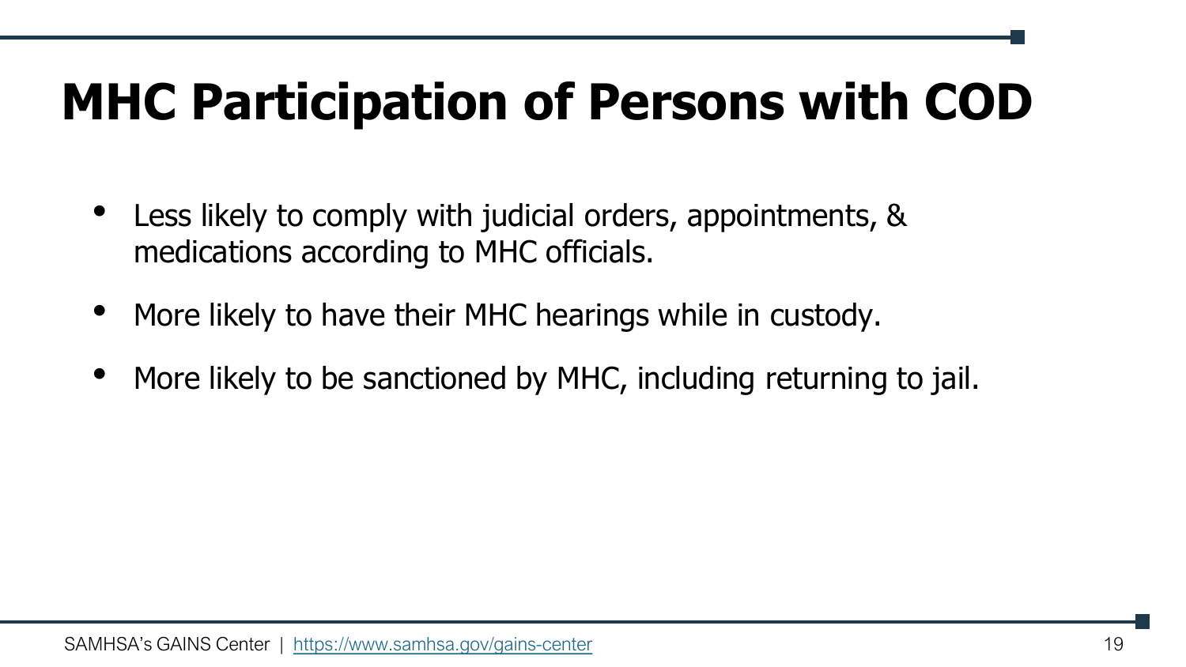# MHC Participation of Persons with COD

- Less likely to comply with judicial orders, appointments, & medications according to MHC officials.
- More likely to have their MHC hearings while in custody.
- More likely to be sanctioned by MHC, including returning to jail.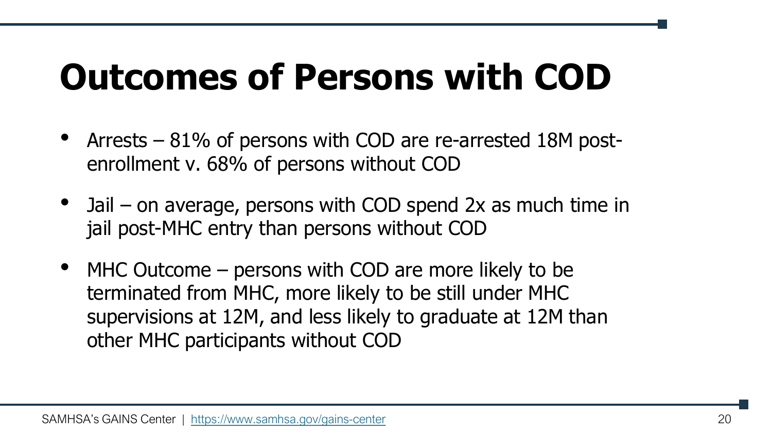# Outcomes of Persons with COD

- Arrests – 81% of persons with COD are re-arrested 18M post-enrollment v. 68% of persons without COD
- Jail – on average, persons with COD spend 2x as much time in jail post-MHC entry than persons without COD
- MHC Outcome – persons with COD are more likely to be terminated from MHC, more likely to be still under MHC supervisions at 12M, and less likely to graduate at 12M than other MHC participants without COD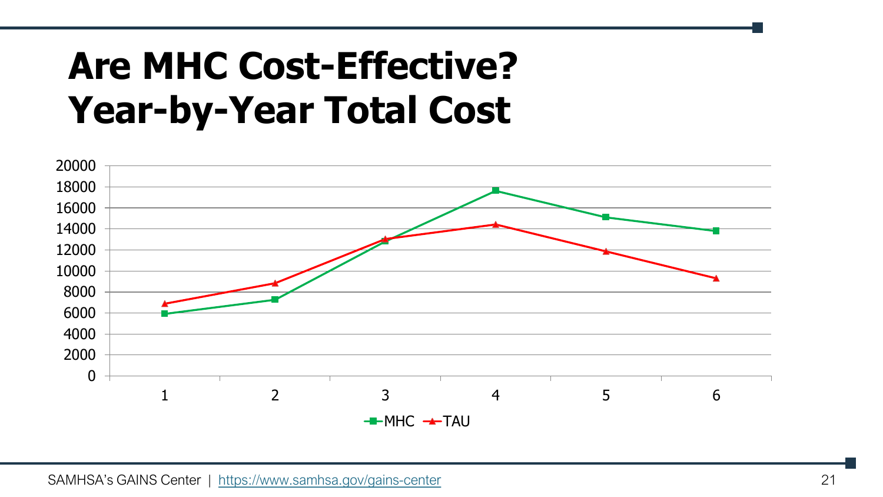# Are MHC Cost-Effective? Year-by-Year Total Cost

20000
18000
16000
14000
12000
10000
8000
6000
4000
2000
0

1 2 3 4 5 6

MHC TAU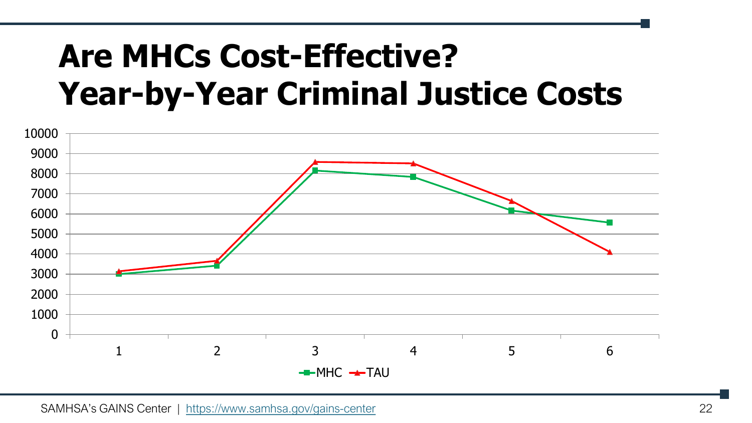# Are MHCs Cost-Effective?
# Year-by-Year Criminal Justice Costs

10000
9000
8000
7000
6000
5000
4000
3000
2000
1000
0

1 2 3 4 5 6

MHC TAU

SAMHSA's GAINS Center | https://www.samhsa.gov/gains-center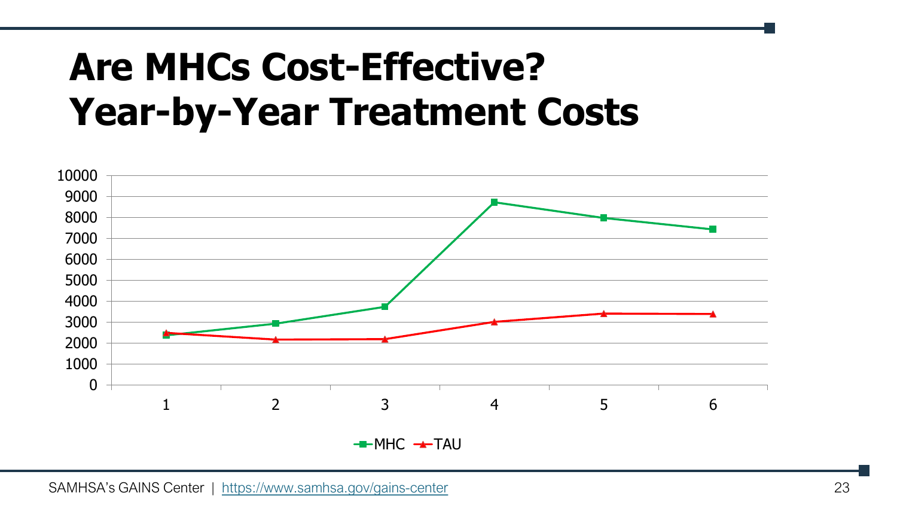# Are MHCs Cost-Effective? Year-by-Year Treatment Costs

10000
9000
8000
7000
6000
5000
4000
3000
2000
1000
0

1 2 3 4 5 6

MHC TAU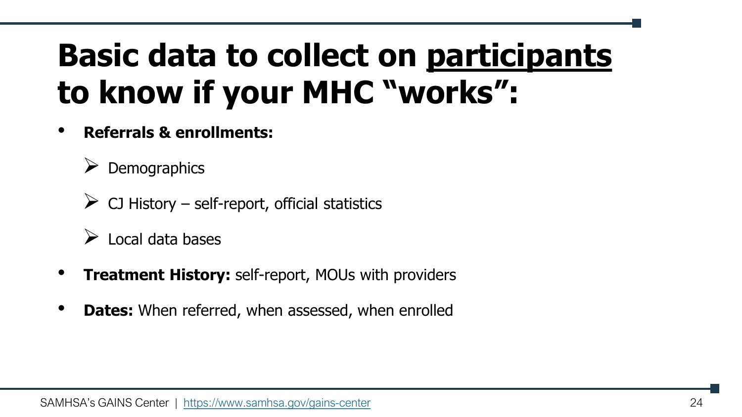# Basic data to collect on <u>participants</u> to know if your MHC "works":

- **Referrals & enrollments:**
  - Demographics
  - CJ History – self-report, official statistics
  - Local data bases
- **Treatment History:** self-report, MOUs with providers
- **Dates:** When referred, when assessed, when enrolled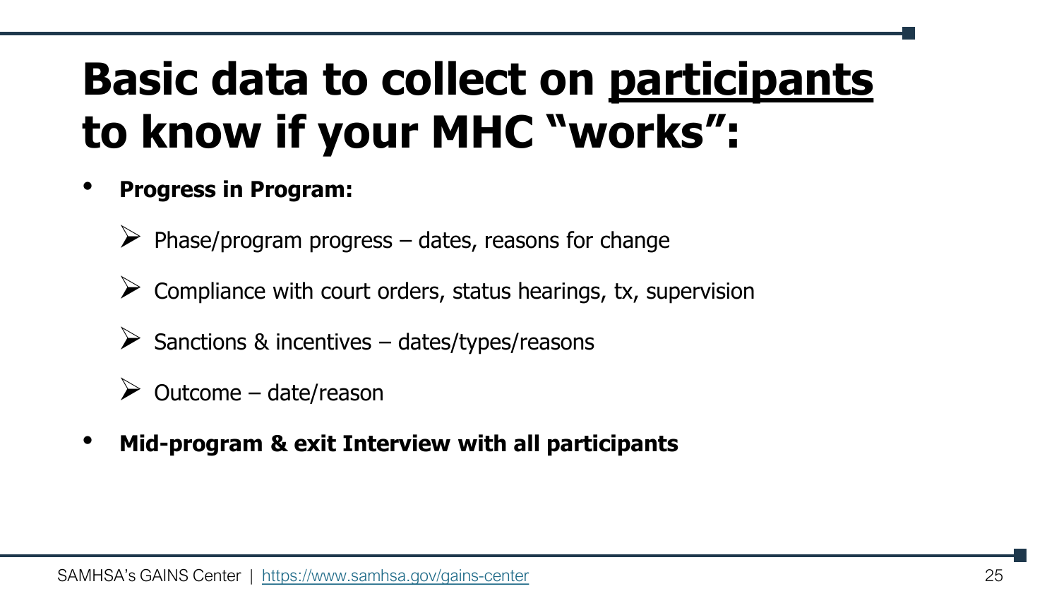# Basic data to collect on <u>participants</u> to know if your MHC "works":

- **Progress in Program:**
  - Phase/program progress – dates, reasons for change
  - Compliance with court orders, status hearings, tx, supervision
  - Sanctions & incentives – dates/types/reasons
  - Outcome – date/reason
- **Mid-program & exit Interview with all participants**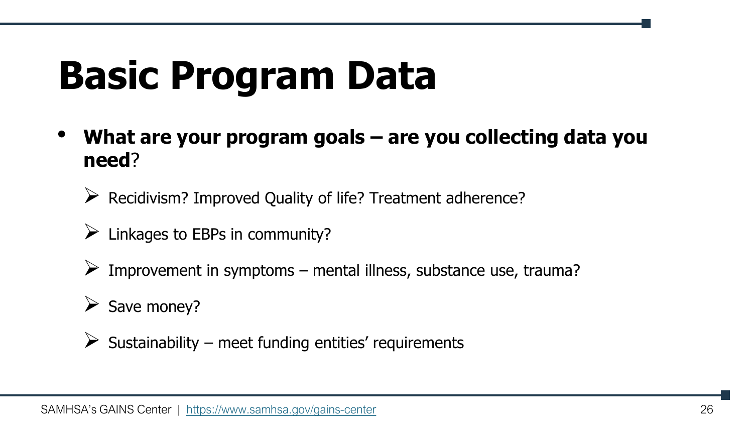# Basic Program Data

- **What are your program goals – are you collecting data you need**?
  - Recidivism? Improved Quality of life? Treatment adherence?
  - Linkages to EBPs in community?
  - Improvement in symptoms – mental illness, substance use, trauma?
  - Save money?
  - Sustainability – meet funding entities' requirements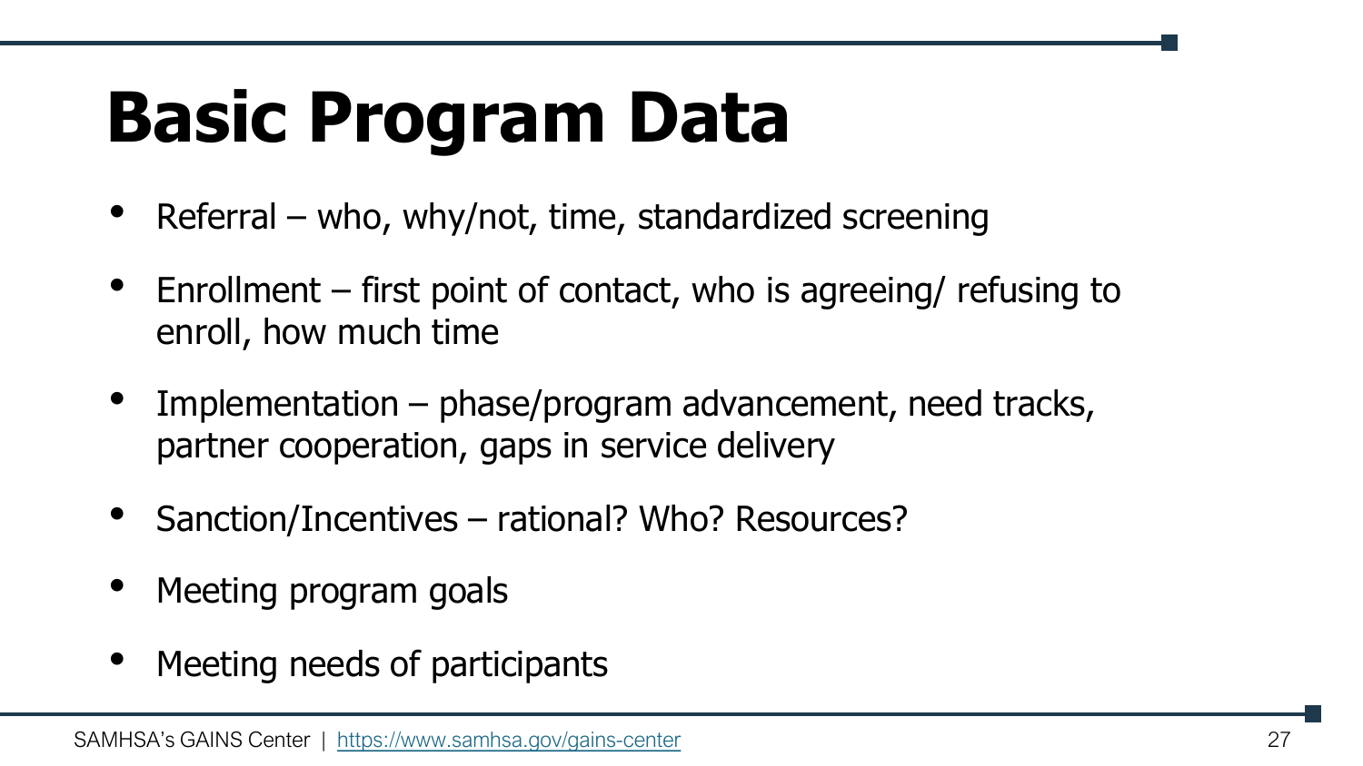# Basic Program Data

- Referral – who, why/not, time, standardized screening
- Enrollment – first point of contact, who is agreeing/ refusing to enroll, how much time
- Implementation – phase/program advancement, need tracks, partner cooperation, gaps in service delivery
- Sanction/Incentives – rational? Who? Resources?
- Meeting program goals
- Meeting needs of participants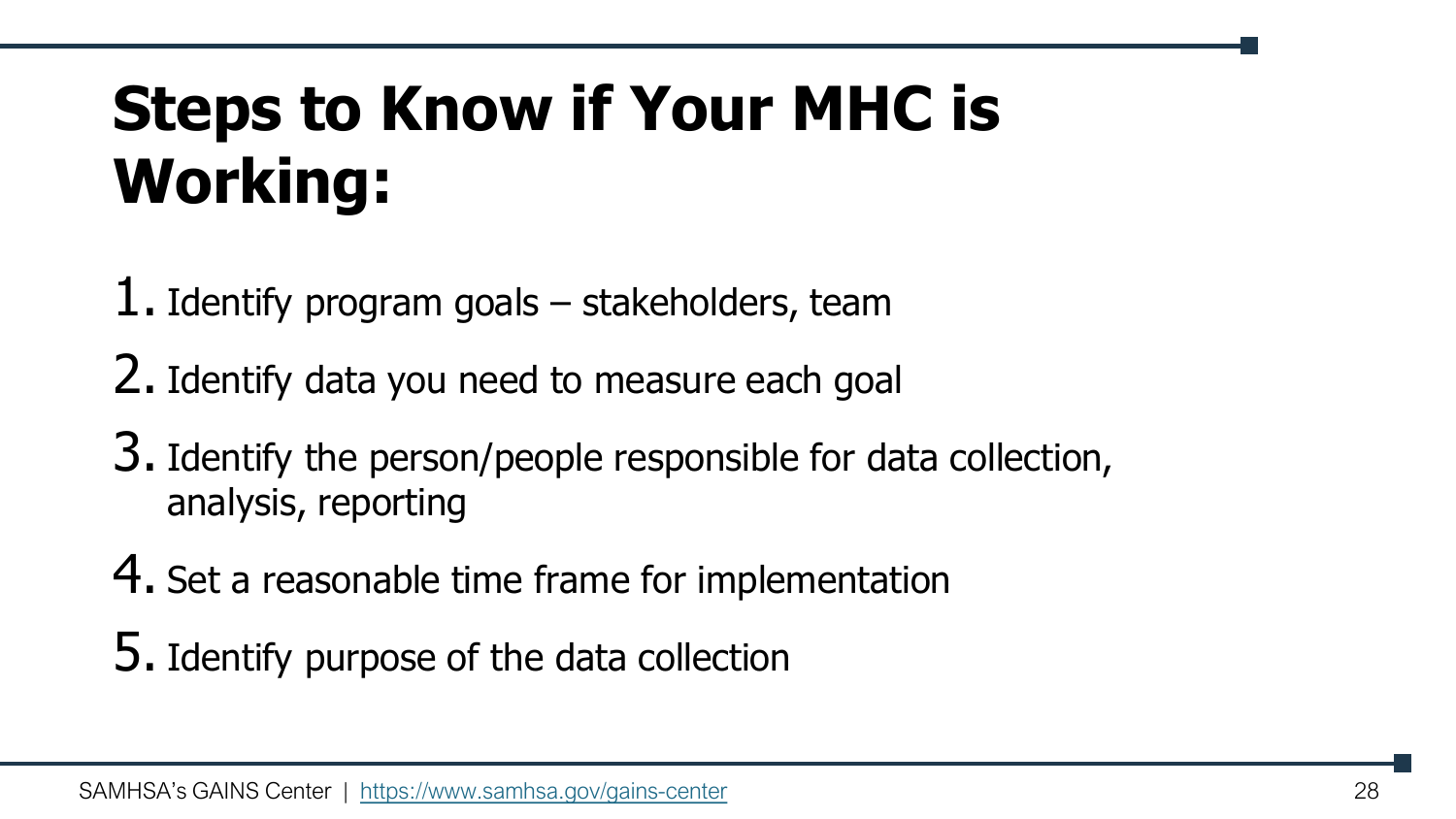# Steps to Know if Your MHC is Working:

1. Identify program goals – stakeholders, team
2. Identify data you need to measure each goal
3. Identify the person/people responsible for data collection, analysis, reporting
4. Set a reasonable time frame for implementation
5. Identify purpose of the data collection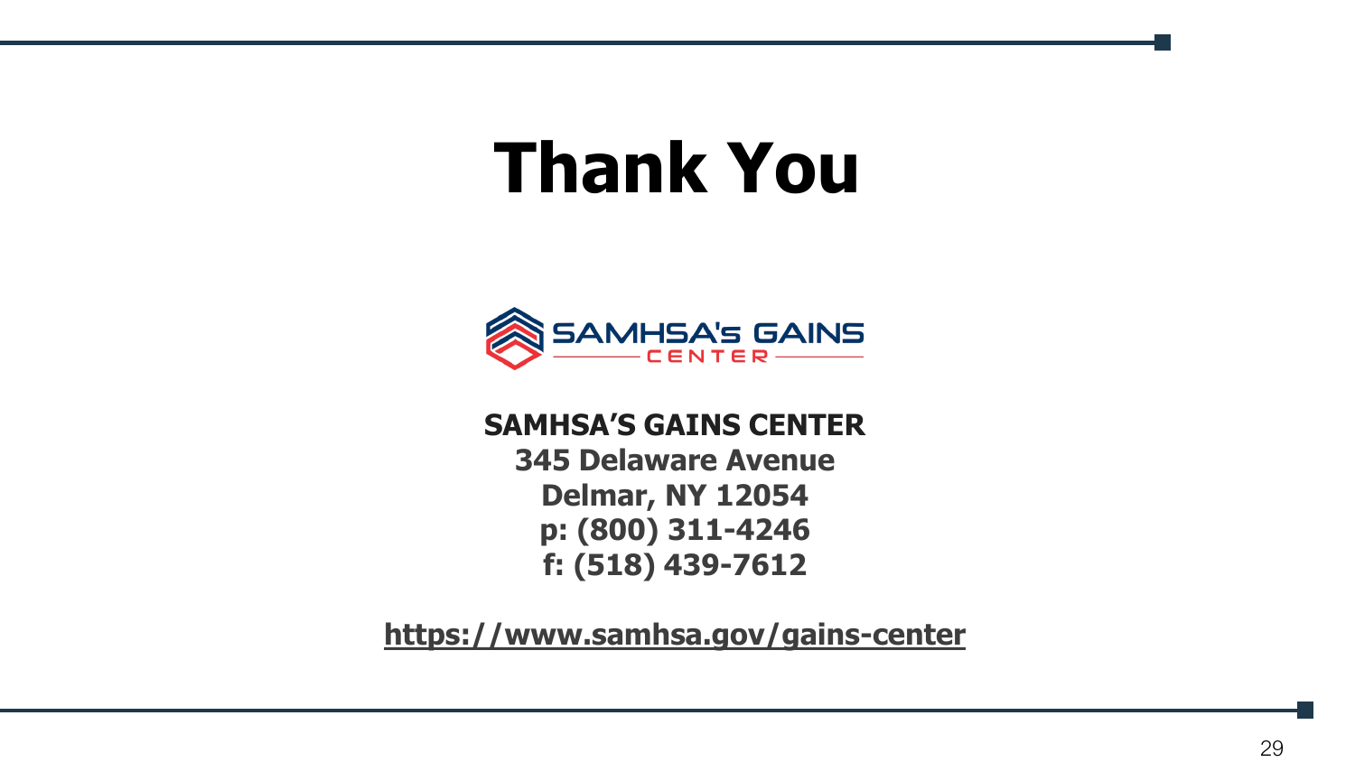# Thank You

**SAMHSA'S GAINS CENTER**
**345 Delaware Avenue**
**Delmar, NY 12054**
**p: (800) 311-4246**
**f: (518) 439-7612**

**https://www.samhsa.gov/gains-center**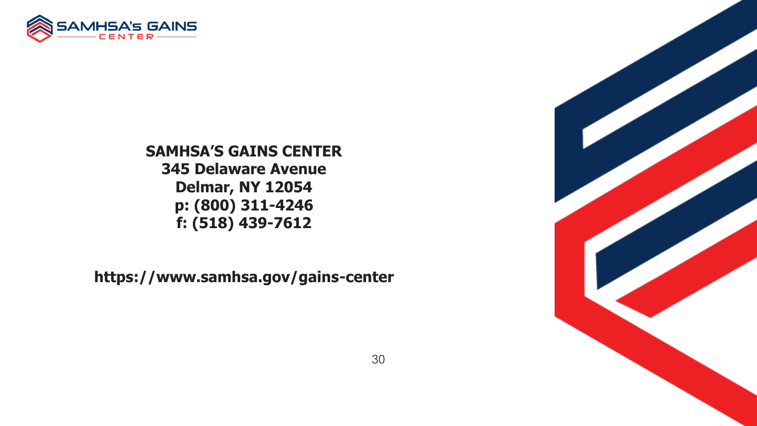**SAMHSA'S GAINS CENTER**
**345 Delaware Avenue**
**Delmar, NY 12054**
**p: (800) 311-4246**
**f: (518) 439-7612**

**https://www.samhsa.gov/gains-center**